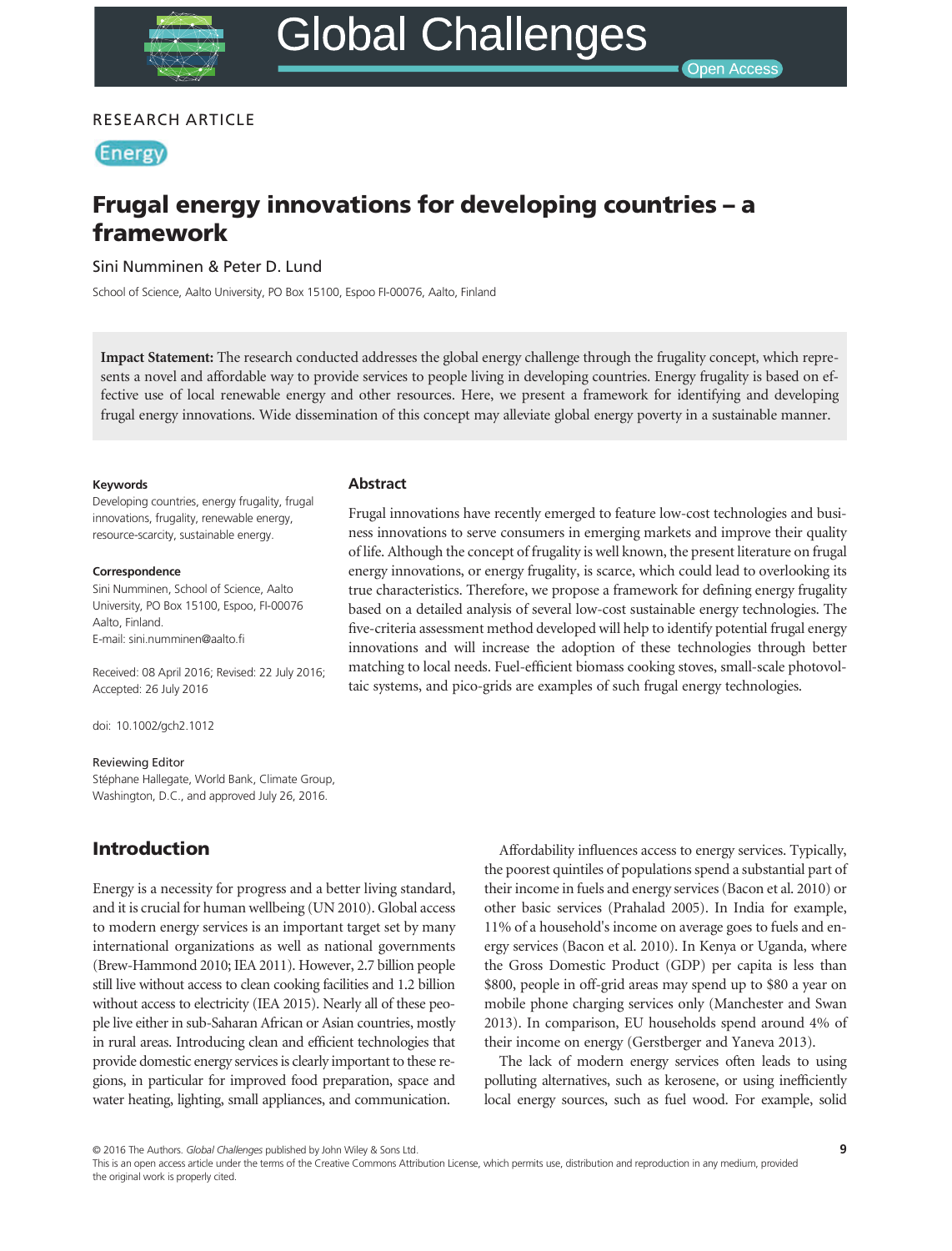RESEARCH ARTICLE

Energy

# Frugal energy innovations for developing countries – a framework

Sini Numminen & Peter D. Lund

School of Science, Aalto University, PO Box 15100, Espoo FI-00076, Aalto, Finland

**Impact Statement:** The research conducted addresses the global energy challenge through the frugality concept, which represents a novel and affordable way to provide services to people living in developing countries. Energy frugality is based on effective use of local renewable energy and other resources. Here, we present a framework for identifying and developing frugal energy innovations. Wide dissemination of this concept may alleviate global energy poverty in a sustainable manner.

**Keywords**

Developing countries, energy frugality, frugal innovations, frugality, renewable energy, resource-scarcity, sustainable energy.

**Correspondence**

Sini Numminen, School of Science, Aalto University, PO Box 15100, Espoo, FI-00076 Aalto, Finland.
E-mail: sini.numminen@aalto.fi

Received: 08 April 2016; Revised: 22 July 2016; Accepted: 26 July 2016

doi: 10.1002/gch2.1012

**Reviewing Editor**

Stéphane Hallegate, World Bank, Climate Group, Washington, D.C., and approved July 26, 2016.

## Abstract

Frugal innovations have recently emerged to feature low-cost technologies and business innovations to serve consumers in emerging markets and improve their quality of life. Although the concept of frugality is well known, the present literature on frugal energy innovations, or energy frugality, is scarce, which could lead to overlooking its true characteristics. Therefore, we propose a framework for defining energy frugality based on a detailed analysis of several low-cost sustainable energy technologies. The five-criteria assessment method developed will help to identify potential frugal energy innovations and will increase the adoption of these technologies through better matching to local needs. Fuel-efficient biomass cooking stoves, small-scale photovoltaic systems, and pico-grids are examples of such frugal energy technologies.

## Introduction

Energy is a necessity for progress and a better living standard, and it is crucial for human wellbeing (UN 2010). Global access to modern energy services is an important target set by many international organizations as well as national governments (Brew-Hammond 2010; IEA 2011). However, 2.7 billion people still live without access to clean cooking facilities and 1.2 billion without access to electricity (IEA 2015). Nearly all of these people live either in sub-Saharan African or Asian countries, mostly in rural areas. Introducing clean and efficient technologies that provide domestic energy services is clearly important to these regions, in particular for improved food preparation, space and water heating, lighting, small appliances, and communication.

Affordability influences access to energy services. Typically, the poorest quintiles of populations spend a substantial part of their income in fuels and energy services (Bacon et al. 2010) or other basic services (Prahalad 2005). In India for example, 11% of a household's income on average goes to fuels and energy services (Bacon et al. 2010). In Kenya or Uganda, where the Gross Domestic Product (GDP) per capita is less than $800, people in off-grid areas may spend up to $80 a year on mobile phone charging services only (Manchester and Swan 2013). In comparison, EU households spend around 4% of their income on energy (Gerstberger and Yaneva 2013).

The lack of modern energy services often leads to using polluting alternatives, such as kerosene, or using inefficiently local energy sources, such as fuel wood. For example, solid

© 2016 The Authors. *Global Challenges* published by John Wiley & Sons Ltd.
This is an open access article under the terms of the Creative Commons Attribution License, which permits use, distribution and reproduction in any medium, provided the original work is properly cited.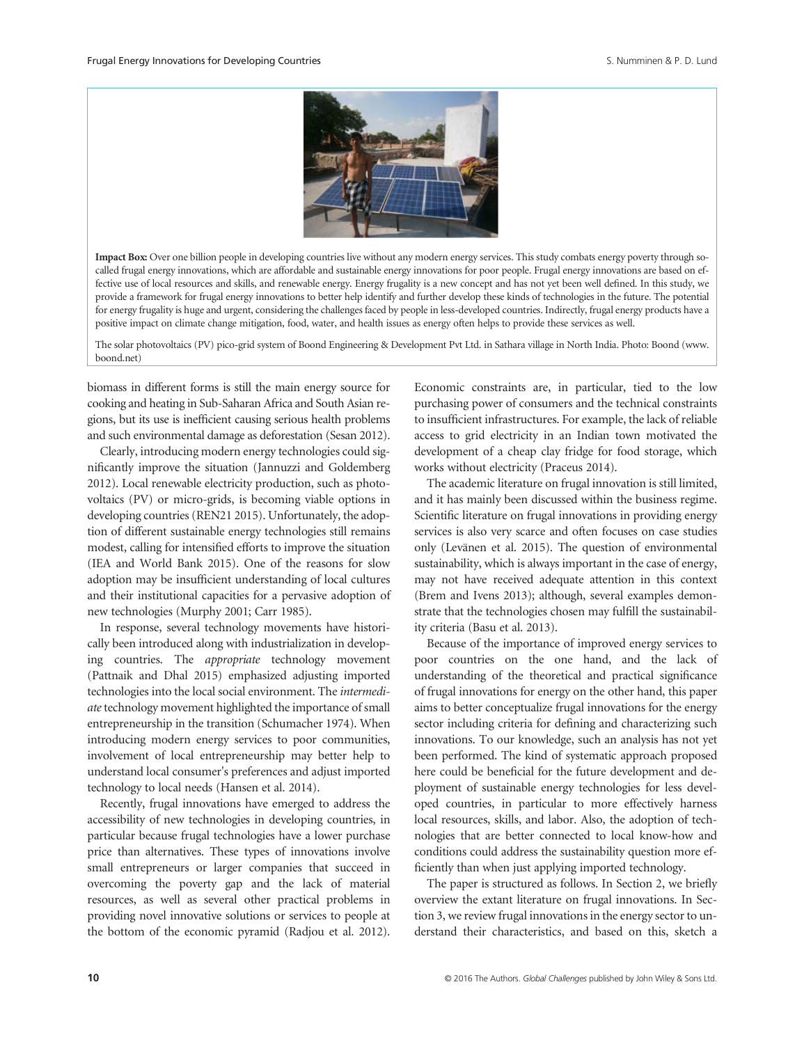**Impact Box:** Over one billion people in developing countries live without any modern energy services. This study combats energy poverty through so-called frugal energy innovations, which are affordable and sustainable energy innovations for poor people. Frugal energy innovations are based on effective use of local resources and skills, and renewable energy. Energy frugality is a new concept and has not yet been well defined. In this study, we provide a framework for frugal energy innovations to better help identify and further develop these kinds of technologies in the future. The potential for energy frugality is huge and urgent, considering the challenges faced by people in less-developed countries. Indirectly, frugal energy products have a positive impact on climate change mitigation, food, water, and health issues as energy often helps to provide these services as well.

The solar photovoltaics (PV) pico-grid system of Boond Engineering & Development Pvt Ltd. in Sathara village in North India. Photo: Boond (www.boond.net)

biomass in different forms is still the main energy source for cooking and heating in Sub-Saharan Africa and South Asian regions, but its use is inefficient causing serious health problems and such environmental damage as deforestation (Sesan 2012).

Clearly, introducing modern energy technologies could significantly improve the situation (Jannuzzi and Goldemberg 2012). Local renewable electricity production, such as photovoltaics (PV) or micro-grids, is becoming viable options in developing countries (REN21 2015). Unfortunately, the adoption of different sustainable energy technologies still remains modest, calling for intensified efforts to improve the situation (IEA and World Bank 2015). One of the reasons for slow adoption may be insufficient understanding of local cultures and their institutional capacities for a pervasive adoption of new technologies (Murphy 2001; Carr 1985).

In response, several technology movements have historically been introduced along with industrialization in developing countries. The *appropriate* technology movement (Pattnaik and Dhal 2015) emphasized adjusting imported technologies into the local social environment. The *intermediate* technology movement highlighted the importance of small entrepreneurship in the transition (Schumacher 1974). When introducing modern energy services to poor communities, involvement of local entrepreneurship may better help to understand local consumer's preferences and adjust imported technology to local needs (Hansen et al. 2014).

Recently, frugal innovations have emerged to address the accessibility of new technologies in developing countries, in particular because frugal technologies have a lower purchase price than alternatives. These types of innovations involve small entrepreneurs or larger companies that succeed in overcoming the poverty gap and the lack of material resources, as well as several other practical problems in providing novel innovative solutions or services to people at the bottom of the economic pyramid (Radjou et al. 2012). Economic constraints are, in particular, tied to the low purchasing power of consumers and the technical constraints to insufficient infrastructures. For example, the lack of reliable access to grid electricity in an Indian town motivated the development of a cheap clay fridge for food storage, which works without electricity (Praceus 2014).

The academic literature on frugal innovation is still limited, and it has mainly been discussed within the business regime. Scientific literature on frugal innovations in providing energy services is also very scarce and often focuses on case studies only (Levänen et al. 2015). The question of environmental sustainability, which is always important in the case of energy, may not have received adequate attention in this context (Brem and Ivens 2013); although, several examples demonstrate that the technologies chosen may fulfill the sustainability criteria (Basu et al. 2013).

Because of the importance of improved energy services to poor countries on the one hand, and the lack of understanding of the theoretical and practical significance of frugal innovations for energy on the other hand, this paper aims to better conceptualize frugal innovations for the energy sector including criteria for defining and characterizing such innovations. To our knowledge, such an analysis has not yet been performed. The kind of systematic approach proposed here could be beneficial for the future development and deployment of sustainable energy technologies for less developed countries, in particular to more effectively harness local resources, skills, and labor. Also, the adoption of technologies that are better connected to local know-how and conditions could address the sustainability question more efficiently than when just applying imported technology.

The paper is structured as follows. In Section 2, we briefly overview the extant literature on frugal innovations. In Section 3, we review frugal innovations in the energy sector to understand their characteristics, and based on this, sketch a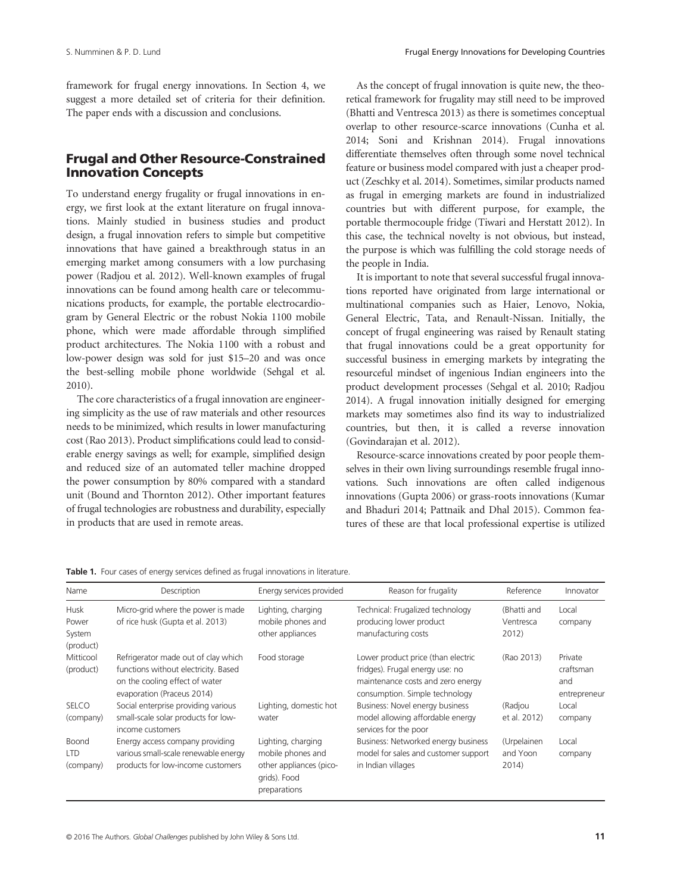framework for frugal energy innovations. In Section 4, we suggest a more detailed set of criteria for their definition. The paper ends with a discussion and conclusions.

## Frugal and Other Resource-Constrained Innovation Concepts

To understand energy frugality or frugal innovations in energy, we first look at the extant literature on frugal innovations. Mainly studied in business studies and product design, a frugal innovation refers to simple but competitive innovations that have gained a breakthrough status in an emerging market among consumers with a low purchasing power (Radjou et al. 2012). Well-known examples of frugal innovations can be found among health care or telecommunications products, for example, the portable electrocardiogram by General Electric or the robust Nokia 1100 mobile phone, which were made affordable through simplified product architectures. The Nokia 1100 with a robust and low-power design was sold for just \$15–20 and was once the best-selling mobile phone worldwide (Sehgal et al. 2010).

The core characteristics of a frugal innovation are engineering simplicity as the use of raw materials and other resources needs to be minimized, which results in lower manufacturing cost (Rao 2013). Product simplifications could lead to considerable energy savings as well; for example, simplified design and reduced size of an automated teller machine dropped the power consumption by 80% compared with a standard unit (Bound and Thornton 2012). Other important features of frugal technologies are robustness and durability, especially in products that are used in remote areas.

As the concept of frugal innovation is quite new, the theoretical framework for frugality may still need to be improved (Bhatti and Ventresca 2013) as there is sometimes conceptual overlap to other resource-scarce innovations (Cunha et al. 2014; Soni and Krishnan 2014). Frugal innovations differentiate themselves often through some novel technical feature or business model compared with just a cheaper product (Zeschky et al. 2014). Sometimes, similar products named as frugal in emerging markets are found in industrialized countries but with different purpose, for example, the portable thermocouple fridge (Tiwari and Herstatt 2012). In this case, the technical novelty is not obvious, but instead, the purpose is which was fulfilling the cold storage needs of the people in India.

It is important to note that several successful frugal innovations reported have originated from large international or multinational companies such as Haier, Lenovo, Nokia, General Electric, Tata, and Renault-Nissan. Initially, the concept of frugal engineering was raised by Renault stating that frugal innovations could be a great opportunity for successful business in emerging markets by integrating the resourceful mindset of ingenious Indian engineers into the product development processes (Sehgal et al. 2010; Radjou 2014). A frugal innovation initially designed for emerging markets may sometimes also find its way to industrialized countries, but then, it is called a reverse innovation (Govindarajan et al. 2012).

Resource-scarce innovations created by poor people themselves in their own living surroundings resemble frugal innovations. Such innovations are often called indigenous innovations (Gupta 2006) or grass-roots innovations (Kumar and Bhaduri 2014; Pattnaik and Dhal 2015). Common features of these are that local professional expertise is utilized

**Table 1.** Four cases of energy services defined as frugal innovations in literature.

| Name | Description | Energy services provided | Reason for frugality | Reference | Innovator |
|---|---|---|---|---|---|
| Husk Power System (product) | Micro-grid where the power is made of rice husk (Gupta et al. 2013) | Lighting, charging mobile phones and other appliances | Technical: Frugalized technology producing lower product manufacturing costs | (Bhatti and Ventresca 2012) | Local company |
| Mitticool (product) | Refrigerator made out of clay which functions without electricity. Based on the cooling effect of water evaporation (Praceus 2014) | Food storage | Lower product price (than electric fridges). Frugal energy use: no maintenance costs and zero energy consumption. Simple technology | (Rao 2013) | Private craftsman and entrepreneur |
| SELCO (company) | Social enterprise providing various small-scale solar products for low-income customers | Lighting, domestic hot water | Business: Novel energy business model allowing affordable energy services for the poor | (Radjou et al. 2012) | Local company |
| Boond LTD (company) | Energy access company providing various small-scale renewable energy products for low-income customers | Lighting, charging mobile phones and other appliances (pico-grids). Food preparations | Business: Networked energy business model for sales and customer support in Indian villages | (Urpelainen and Yoon 2014) | Local company |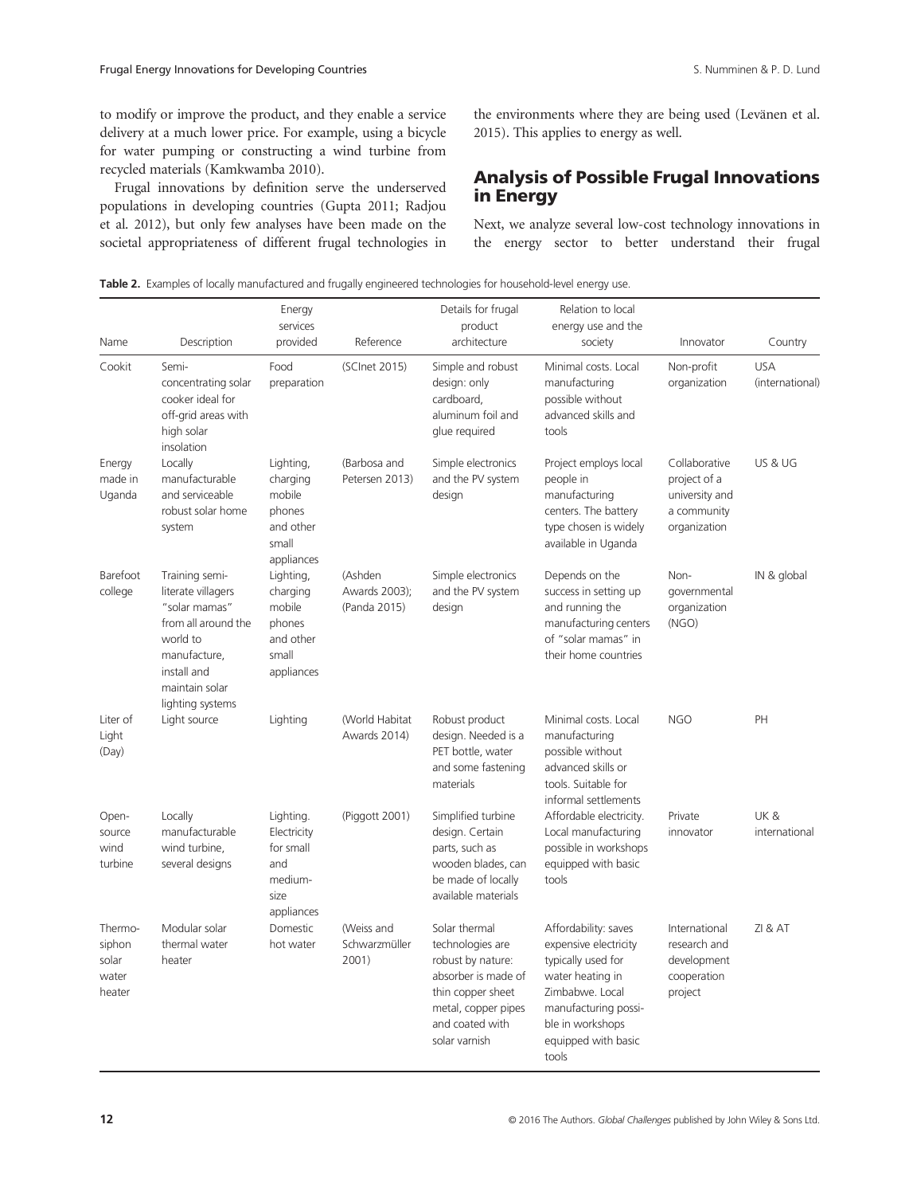to modify or improve the product, and they enable a service delivery at a much lower price. For example, using a bicycle for water pumping or constructing a wind turbine from recycled materials (Kamkwamba 2010).

Frugal innovations by definition serve the underserved populations in developing countries (Gupta 2011; Radjou et al. 2012), but only few analyses have been made on the societal appropriateness of different frugal technologies in the environments where they are being used (Levänen et al. 2015). This applies to energy as well.

## Analysis of Possible Frugal Innovations in Energy

Next, we analyze several low-cost technology innovations in the energy sector to better understand their frugal

**Table 2.** Examples of locally manufactured and frugally engineered technologies for household-level energy use.

| Name | Description | Energy services provided | Reference | Details for frugal product architecture | Relation to local energy use and the society | Innovator | Country |
|---|---|---|---|---|---|---|---|
| Cookit | Semi-concentrating solar cooker ideal for off-grid areas with high solar insolation | Food preparation | (SCInet 2015) | Simple and robust design: only cardboard, aluminum foil and glue required | Minimal costs. Local manufacturing possible without advanced skills and tools | Non-profit organization | USA (international) |
| Energy made in Uganda | Locally manufacturable and serviceable robust solar home system | Lighting, charging mobile phones and other small appliances | (Barbosa and Petersen 2013) | Simple electronics and the PV system design | Project employs local people in manufacturing centers. The battery type chosen is widely available in Uganda | Collaborative project of a university and a community organization | US & UG |
| Barefoot college | Training semi-literate villagers "solar mamas" from all around the world to manufacture, install and maintain solar lighting systems | Lighting, charging mobile phones and other small appliances | (Ashden Awards 2003); (Panda 2015) | Simple electronics and the PV system design | Depends on the success in setting up and running the manufacturing centers of "solar mamas" in their home countries | Non-governmental organization (NGO) | IN & global |
| Liter of Light (Day) | Light source | Lighting | (World Habitat Awards 2014) | Robust product design. Needed is a PET bottle, water and some fastening materials | Minimal costs. Local manufacturing possible without advanced skills or tools. Suitable for informal settlements | NGO | PH |
| Open-source wind turbine | Locally manufacturable wind turbine, several designs | Lighting. Electricity for small and medium-size appliances | (Piggott 2001) | Simplified turbine design. Certain parts, such as wooden blades, can be made of locally available materials | Affordable electricity. Local manufacturing possible in workshops equipped with basic tools | Private innovator | UK & international |
| Thermo-siphon solar water heater | Modular solar thermal water heater | Domestic hot water | (Weiss and Schwarzmüller 2001) | Solar thermal technologies are robust by nature: absorber is made of thin copper sheet metal, copper pipes and coated with solar varnish | Affordability: saves expensive electricity typically used for water heating in Zimbabwe. Local manufacturing possible in workshops equipped with basic tools | International research and development cooperation project | ZI & AT |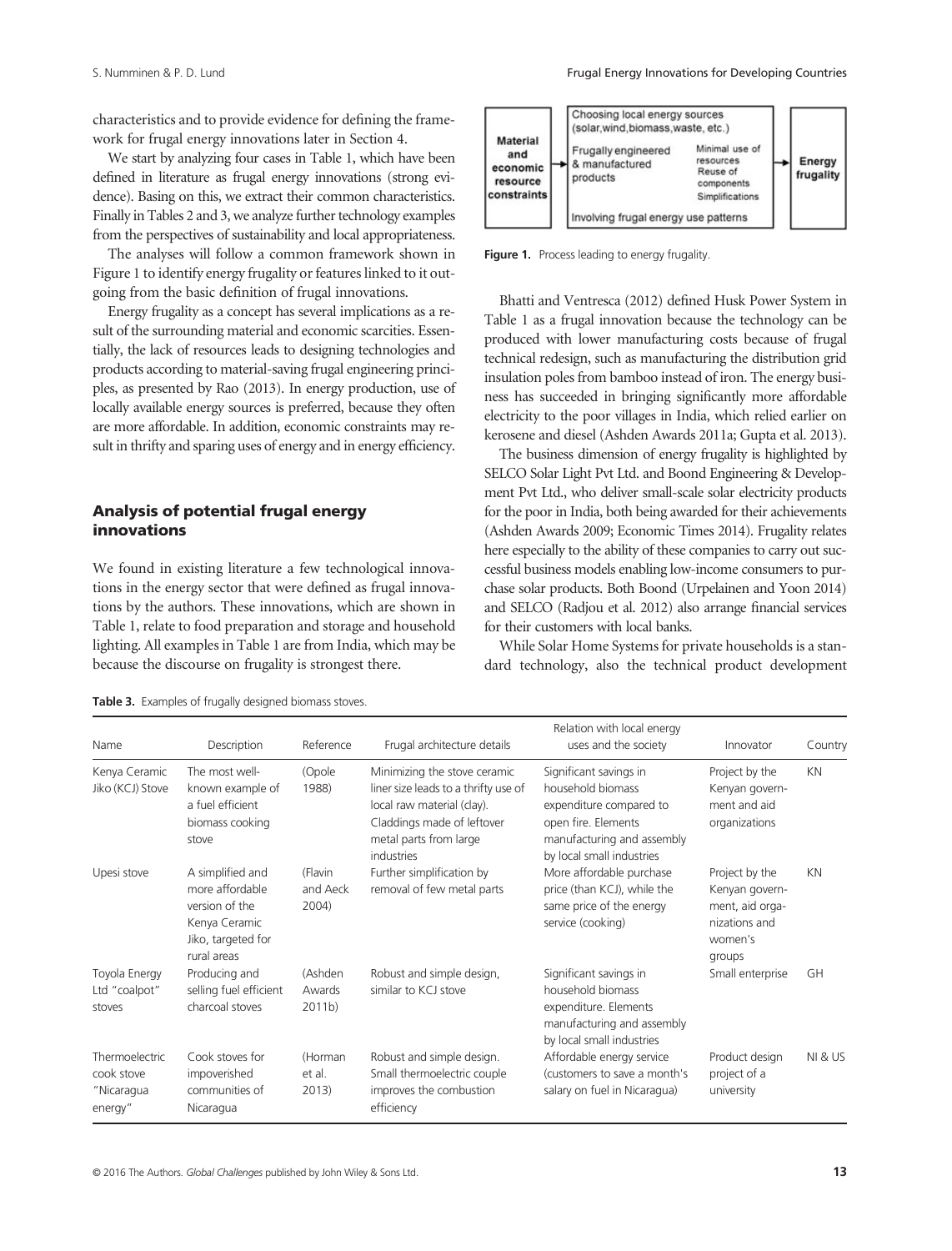characteristics and to provide evidence for defining the framework for frugal energy innovations later in Section 4.

We start by analyzing four cases in Table 1, which have been defined in literature as frugal energy innovations (strong evidence). Basing on this, we extract their common characteristics. Finally in Tables 2 and 3, we analyze further technology examples from the perspectives of sustainability and local appropriateness.

The analyses will follow a common framework shown in Figure 1 to identify energy frugality or features linked to it outgoing from the basic definition of frugal innovations.

Energy frugality as a concept has several implications as a result of the surrounding material and economic scarcities. Essentially, the lack of resources leads to designing technologies and products according to material-saving frugal engineering principles, as presented by Rao (2013). In energy production, use of locally available energy sources is preferred, because they often are more affordable. In addition, economic constraints may result in thrifty and sparing uses of energy and in energy efficiency.

## Analysis of potential frugal energy innovations

We found in existing literature a few technological innovations in the energy sector that were defined as frugal innovations by the authors. These innovations, which are shown in Table 1, relate to food preparation and storage and household lighting. All examples in Table 1 are from India, which may be because the discourse on frugality is strongest there.

**Figure 1.** Process leading to energy frugality.

Bhatti and Ventresca (2012) defined Husk Power System in Table 1 as a frugal innovation because the technology can be produced with lower manufacturing costs because of frugal technical redesign, such as manufacturing the distribution grid insulation poles from bamboo instead of iron. The energy business has succeeded in bringing significantly more affordable electricity to the poor villages in India, which relied earlier on kerosene and diesel (Ashden Awards 2011a; Gupta et al. 2013).

The business dimension of energy frugality is highlighted by SELCO Solar Light Pvt Ltd. and Boond Engineering & Development Pvt Ltd., who deliver small-scale solar electricity products for the poor in India, both being awarded for their achievements (Ashden Awards 2009; Economic Times 2014). Frugality relates here especially to the ability of these companies to carry out successful business models enabling low-income consumers to purchase solar products. Both Boond (Urpelainen and Yoon 2014) and SELCO (Radjou et al. 2012) also arrange financial services for their customers with local banks.

While Solar Home Systems for private households is a standard technology, also the technical product development

**Table 3.** Examples of frugally designed biomass stoves.

| Name | Description | Reference | Frugal architecture details | Relation with local energy uses and the society | Innovator | Country |
|---|---|---|---|---|---|---|
| Kenya Ceramic Jiko (KCJ) Stove | The most well-known example of a fuel efficient biomass cooking stove | (Opole 1988) | Minimizing the stove ceramic liner size leads to a thrifty use of local raw material (clay). Claddings made of leftover metal parts from large industries | Significant savings in household biomass expenditure compared to open fire. Elements manufacturing and assembly by local small industries | Project by the Kenyan government and aid organizations | KN |
| Upesi stove | A simplified and more affordable version of the Kenya Ceramic Jiko, targeted for rural areas | (Flavin and Aeck 2004) | Further simplification by removal of few metal parts | More affordable purchase price (than KCJ), while the same price of the energy service (cooking) | Project by the Kenyan government, aid organizations and women's groups | KN |
| Toyola Energy Ltd "coalpot" stoves | Producing and selling fuel efficient charcoal stoves | (Ashden Awards 2011b) | Robust and simple design, similar to KCJ stove | Significant savings in household biomass expenditure. Elements manufacturing and assembly by local small industries | Small enterprise | GH |
| Thermoelectric cook stove "Nicaragua energy" | Cook stoves for impoverished communities of Nicaragua | (Horman et al. 2013) | Robust and simple design. Small thermoelectric couple improves the combustion efficiency | Affordable energy service (customers to save a month's salary on fuel in Nicaragua) | Product design project of a university | NI & US |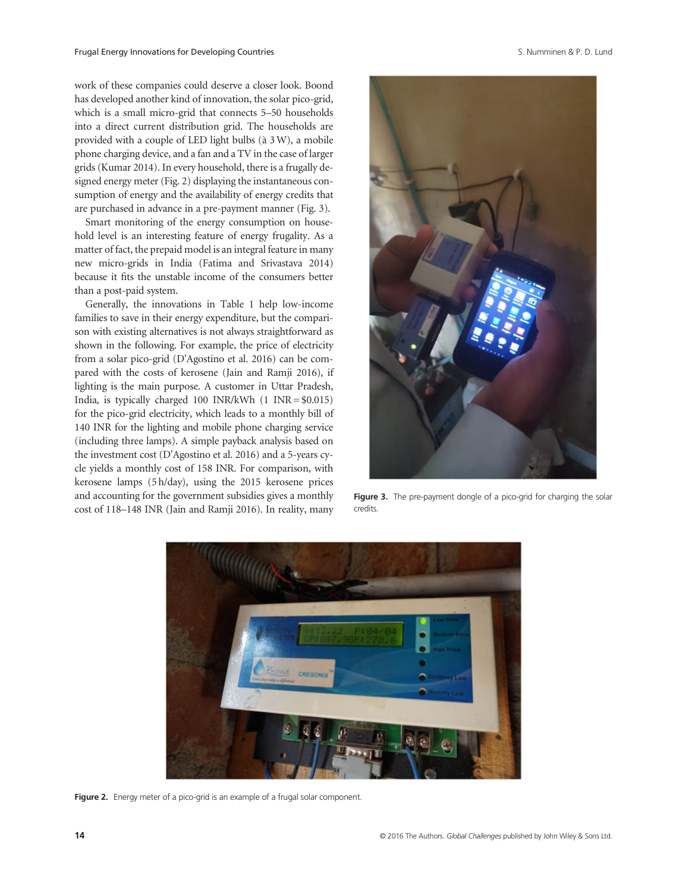work of these companies could deserve a closer look. Boond has developed another kind of innovation, the solar pico-grid, which is a small micro-grid that connects 5–50 households into a direct current distribution grid. The households are provided with a couple of LED light bulbs (à 3 W), a mobile phone charging device, and a fan and a TV in the case of larger grids (Kumar 2014). In every household, there is a frugally designed energy meter (Fig. 2) displaying the instantaneous consumption of energy and the availability of energy credits that are purchased in advance in a pre-payment manner (Fig. 3).

Smart monitoring of the energy consumption on household level is an interesting feature of energy frugality. As a matter of fact, the prepaid model is an integral feature in many new micro-grids in India (Fatima and Srivastava 2014) because it fits the unstable income of the consumers better than a post-paid system.

Generally, the innovations in Table 1 help low-income families to save in their energy expenditure, but the comparison with existing alternatives is not always straightforward as shown in the following. For example, the price of electricity from a solar pico-grid (D'Agostino et al. 2016) can be compared with the costs of kerosene (Jain and Ramji 2016), if lighting is the main purpose. A customer in Uttar Pradesh, India, is typically charged 100 INR/kWh (1 INR = $0.015) for the pico-grid electricity, which leads to a monthly bill of 140 INR for the lighting and mobile phone charging service (including three lamps). A simple payback analysis based on the investment cost (D'Agostino et al. 2016) and a 5-years cycle yields a monthly cost of 158 INR. For comparison, with kerosene lamps (5 h/day), using the 2015 kerosene prices and accounting for the government subsidies gives a monthly cost of 118–148 INR (Jain and Ramji 2016). In reality, many

**Figure 3.** The pre-payment dongle of a pico-grid for charging the solar credits.

**Figure 2.** Energy meter of a pico-grid is an example of a frugal solar component.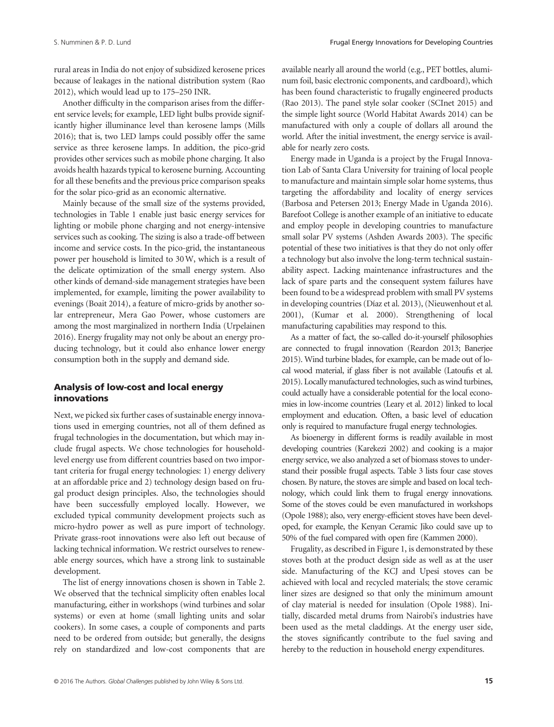rural areas in India do not enjoy of subsidized kerosene prices because of leakages in the national distribution system (Rao 2012), which would lead up to 175–250 INR.

Another difficulty in the comparison arises from the different service levels; for example, LED light bulbs provide significantly higher illuminance level than kerosene lamps (Mills 2016); that is, two LED lamps could possibly offer the same service as three kerosene lamps. In addition, the pico-grid provides other services such as mobile phone charging. It also avoids health hazards typical to kerosene burning. Accounting for all these benefits and the previous price comparison speaks for the solar pico-grid as an economic alternative.

Mainly because of the small size of the systems provided, technologies in Table 1 enable just basic energy services for lighting or mobile phone charging and not energy-intensive services such as cooking. The sizing is also a trade-off between income and service costs. In the pico-grid, the instantaneous power per household is limited to 30 W, which is a result of the delicate optimization of the small energy system. Also other kinds of demand-side management strategies have been implemented, for example, limiting the power availability to evenings (Boait 2014), a feature of micro-grids by another solar entrepreneur, Mera Gao Power, whose customers are among the most marginalized in northern India (Urpelainen 2016). Energy frugality may not only be about an energy producing technology, but it could also enhance lower energy consumption both in the supply and demand side.

## Analysis of low-cost and local energy innovations

Next, we picked six further cases of sustainable energy innovations used in emerging countries, not all of them defined as frugal technologies in the documentation, but which may include frugal aspects. We chose technologies for household-level energy use from different countries based on two important criteria for frugal energy technologies: 1) energy delivery at an affordable price and 2) technology design based on frugal product design principles. Also, the technologies should have been successfully employed locally. However, we excluded typical community development projects such as micro-hydro power as well as pure import of technology. Private grass-root innovations were also left out because of lacking technical information. We restrict ourselves to renewable energy sources, which have a strong link to sustainable development.

The list of energy innovations chosen is shown in Table 2. We observed that the technical simplicity often enables local manufacturing, either in workshops (wind turbines and solar systems) or even at home (small lighting units and solar cookers). In some cases, a couple of components and parts need to be ordered from outside; but generally, the designs rely on standardized and low-cost components that are available nearly all around the world (e.g., PET bottles, aluminum foil, basic electronic components, and cardboard), which has been found characteristic to frugally engineered products (Rao 2013). The panel style solar cooker (SCInet 2015) and the simple light source (World Habitat Awards 2014) can be manufactured with only a couple of dollars all around the world. After the initial investment, the energy service is available for nearly zero costs.

Energy made in Uganda is a project by the Frugal Innovation Lab of Santa Clara University for training of local people to manufacture and maintain simple solar home systems, thus targeting the affordability and locality of energy services (Barbosa and Petersen 2013; Energy Made in Uganda 2016). Barefoot College is another example of an initiative to educate and employ people in developing countries to manufacture small solar PV systems (Ashden Awards 2003). The specific potential of these two initiatives is that they do not only offer a technology but also involve the long-term technical sustainability aspect. Lacking maintenance infrastructures and the lack of spare parts and the consequent system failures have been found to be a widespread problem with small PV systems in developing countries (Díaz et al. 2013), (Nieuwenhout et al. 2001), (Kumar et al. 2000). Strengthening of local manufacturing capabilities may respond to this.

As a matter of fact, the so-called do-it-yourself philosophies are connected to frugal innovation (Reardon 2013; Banerjee 2015). Wind turbine blades, for example, can be made out of local wood material, if glass fiber is not available (Latoufis et al. 2015). Locally manufactured technologies, such as wind turbines, could actually have a considerable potential for the local economies in low-income countries (Leary et al. 2012) linked to local employment and education. Often, a basic level of education only is required to manufacture frugal energy technologies.

As bioenergy in different forms is readily available in most developing countries (Karekezi 2002) and cooking is a major energy service, we also analyzed a set of biomass stoves to understand their possible frugal aspects. Table 3 lists four case stoves chosen. By nature, the stoves are simple and based on local technology, which could link them to frugal energy innovations. Some of the stoves could be even manufactured in workshops (Opole 1988); also, very energy-efficient stoves have been developed, for example, the Kenyan Ceramic Jiko could save up to 50% of the fuel compared with open fire (Kammen 2000).

Frugality, as described in Figure 1, is demonstrated by these stoves both at the product design side as well as at the user side. Manufacturing of the KCJ and Upesi stoves can be achieved with local and recycled materials; the stove ceramic liner sizes are designed so that only the minimum amount of clay material is needed for insulation (Opole 1988). Initially, discarded metal drums from Nairobi's industries have been used as the metal claddings. At the energy user side, the stoves significantly contribute to the fuel saving and hereby to the reduction in household energy expenditures.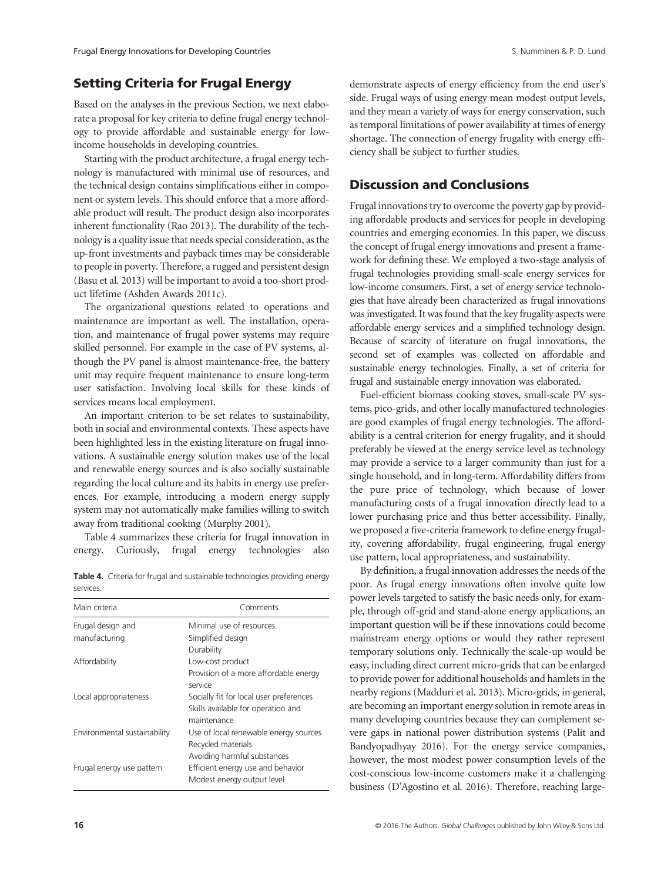## Setting Criteria for Frugal Energy

Based on the analyses in the previous Section, we next elaborate a proposal for key criteria to define frugal energy technology to provide affordable and sustainable energy for low-income households in developing countries.

Starting with the product architecture, a frugal energy technology is manufactured with minimal use of resources, and the technical design contains simplifications either in component or system levels. This should enforce that a more affordable product will result. The product design also incorporates inherent functionality (Rao 2013). The durability of the technology is a quality issue that needs special consideration, as the up-front investments and payback times may be considerable to people in poverty. Therefore, a rugged and persistent design (Basu et al. 2013) will be important to avoid a too-short product lifetime (Ashden Awards 2011c).

The organizational questions related to operations and maintenance are important as well. The installation, operation, and maintenance of frugal power systems may require skilled personnel. For example in the case of PV systems, although the PV panel is almost maintenance-free, the battery unit may require frequent maintenance to ensure long-term user satisfaction. Involving local skills for these kinds of services means local employment.

An important criterion to be set relates to sustainability, both in social and environmental contexts. These aspects have been highlighted less in the existing literature on frugal innovations. A sustainable energy solution makes use of the local and renewable energy sources and is also socially sustainable regarding the local culture and its habits in energy use preferences. For example, introducing a modern energy supply system may not automatically make families willing to switch away from traditional cooking (Murphy 2001).

Table 4 summarizes these criteria for frugal innovation in energy. Curiously, frugal energy technologies also demonstrate aspects of energy efficiency from the end user's side. Frugal ways of using energy mean modest output levels, and they mean a variety of ways for energy conservation, such as temporal limitations of power availability at times of energy shortage. The connection of energy frugality with energy efficiency shall be subject to further studies.

**Table 4.** Criteria for frugal and sustainable technologies providing energy services.

| Main criteria | Comments |
|---|---|
| Frugal design and manufacturing | Minimal use of resources<br>Simplified design<br>Durability |
| Affordability | Low-cost product<br>Provision of a more affordable energy service |
| Local appropriateness | Socially fit for local user preferences<br>Skills available for operation and maintenance |
| Environmental sustainability | Use of local renewable energy sources<br>Recycled materials<br>Avoiding harmful substances |
| Frugal energy use pattern | Efficient energy use and behavior<br>Modest energy output level |

## Discussion and Conclusions

Frugal innovations try to overcome the poverty gap by providing affordable products and services for people in developing countries and emerging economies. In this paper, we discuss the concept of frugal energy innovations and present a framework for defining these. We employed a two-stage analysis of frugal technologies providing small-scale energy services for low-income consumers. First, a set of energy service technologies that have already been characterized as frugal innovations was investigated. It was found that the key frugality aspects were affordable energy services and a simplified technology design. Because of scarcity of literature on frugal innovations, the second set of examples was collected on affordable and sustainable energy technologies. Finally, a set of criteria for frugal and sustainable energy innovation was elaborated.

Fuel-efficient biomass cooking stoves, small-scale PV systems, pico-grids, and other locally manufactured technologies are good examples of frugal energy technologies. The affordability is a central criterion for energy frugality, and it should preferably be viewed at the energy service level as technology may provide a service to a larger community than just for a single household, and in long-term. Affordability differs from the pure price of technology, which because of lower manufacturing costs of a frugal innovation directly lead to a lower purchasing price and thus better accessibility. Finally, we proposed a five-criteria framework to define energy frugality, covering affordability, frugal engineering, frugal energy use pattern, local appropriateness, and sustainability.

By definition, a frugal innovation addresses the needs of the poor. As frugal energy innovations often involve quite low power levels targeted to satisfy the basic needs only, for example, through off-grid and stand-alone energy applications, an important question will be if these innovations could become mainstream energy options or would they rather represent temporary solutions only. Technically the scale-up would be easy, including direct current micro-grids that can be enlarged to provide power for additional households and hamlets in the nearby regions (Madduri et al. 2013). Micro-grids, in general, are becoming an important energy solution in remote areas in many developing countries because they can complement severe gaps in national power distribution systems (Palit and Bandyopadhyay 2016). For the energy service companies, however, the most modest power consumption levels of the cost-conscious low-income customers make it a challenging business (D'Agostino et al. 2016). Therefore, reaching large-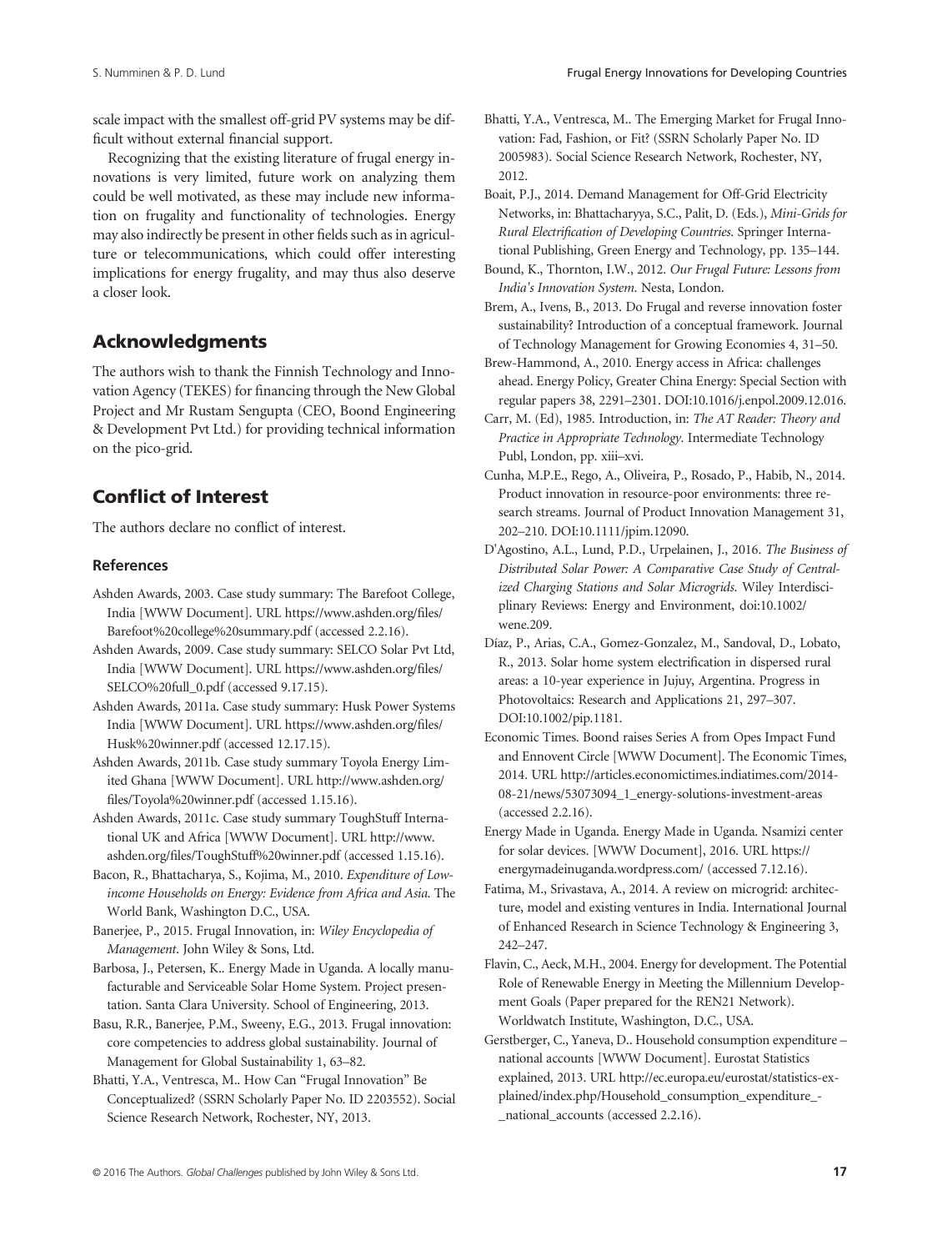scale impact with the smallest off-grid PV systems may be difficult without external financial support.

Recognizing that the existing literature of frugal energy innovations is very limited, future work on analyzing them could be well motivated, as these may include new information on frugality and functionality of technologies. Energy may also indirectly be present in other fields such as in agriculture or telecommunications, which could offer interesting implications for energy frugality, and may thus also deserve a closer look.

## Acknowledgments

The authors wish to thank the Finnish Technology and Innovation Agency (TEKES) for financing through the New Global Project and Mr Rustam Sengupta (CEO, Boond Engineering & Development Pvt Ltd.) for providing technical information on the pico-grid.

## Conflict of Interest

The authors declare no conflict of interest.

### References

Ashden Awards, 2003. Case study summary: The Barefoot College, India [WWW Document]. URL https://www.ashden.org/files/Barefoot%20college%20summary.pdf (accessed 2.2.16).

Ashden Awards, 2009. Case study summary: SELCO Solar Pvt Ltd, India [WWW Document]. URL https://www.ashden.org/files/SELCO%20full_0.pdf (accessed 9.17.15).

Ashden Awards, 2011a. Case study summary: Husk Power Systems India [WWW Document]. URL https://www.ashden.org/files/Husk%20winner.pdf (accessed 12.17.15).

Ashden Awards, 2011b. Case study summary Toyola Energy Limited Ghana [WWW Document]. URL http://www.ashden.org/files/Toyola%20winner.pdf (accessed 1.15.16).

Ashden Awards, 2011c. Case study summary ToughStuff International UK and Africa [WWW Document]. URL http://www.ashden.org/files/ToughStuff%20winner.pdf (accessed 1.15.16).

Bacon, R., Bhattacharya, S., Kojima, M., 2010. *Expenditure of Low-income Households on Energy: Evidence from Africa and Asia*. The World Bank, Washington D.C., USA.

Banerjee, P., 2015. Frugal Innovation, in: *Wiley Encyclopedia of Management*. John Wiley & Sons, Ltd.

Barbosa, J., Petersen, K.. Energy Made in Uganda. A locally manufacturable and Serviceable Solar Home System. Project presentation. Santa Clara University. School of Engineering, 2013.

Basu, R.R., Banerjee, P.M., Sweeny, E.G., 2013. Frugal innovation: core competencies to address global sustainability. Journal of Management for Global Sustainability 1, 63–82.

Bhatti, Y.A., Ventresca, M.. How Can "Frugal Innovation" Be Conceptualized? (SSRN Scholarly Paper No. ID 2203552). Social Science Research Network, Rochester, NY, 2013.

Bhatti, Y.A., Ventresca, M.. The Emerging Market for Frugal Innovation: Fad, Fashion, or Fit? (SSRN Scholarly Paper No. ID 2005983). Social Science Research Network, Rochester, NY, 2012.

Boait, P.J., 2014. Demand Management for Off-Grid Electricity Networks, in: Bhattacharyya, S.C., Palit, D. (Eds.), *Mini-Grids for Rural Electrification of Developing Countries*. Springer International Publishing, Green Energy and Technology, pp. 135–144.

Bound, K., Thornton, I.W., 2012. *Our Frugal Future: Lessons from India's Innovation System*. Nesta, London.

Brem, A., Ivens, B., 2013. Do Frugal and reverse innovation foster sustainability? Introduction of a conceptual framework. Journal of Technology Management for Growing Economies 4, 31–50.

Brew-Hammond, A., 2010. Energy access in Africa: challenges ahead. Energy Policy, Greater China Energy: Special Section with regular papers 38, 2291–2301. DOI:10.1016/j.enpol.2009.12.016.

Carr, M. (Ed), 1985. Introduction, in: *The AT Reader: Theory and Practice in Appropriate Technology*. Intermediate Technology Publ, London, pp. xiii–xvi.

Cunha, M.P.E., Rego, A., Oliveira, P., Rosado, P., Habib, N., 2014. Product innovation in resource-poor environments: three research streams. Journal of Product Innovation Management 31, 202–210. DOI:10.1111/jpim.12090.

D'Agostino, A.L., Lund, P.D., Urpelainen, J., 2016. *The Business of Distributed Solar Power: A Comparative Case Study of Centralized Charging Stations and Solar Microgrids*. Wiley Interdisciplinary Reviews: Energy and Environment, doi:10.1002/wene.209.

Díaz, P., Arias, C.A., Gomez-Gonzalez, M., Sandoval, D., Lobato, R., 2013. Solar home system electrification in dispersed rural areas: a 10-year experience in Jujuy, Argentina. Progress in Photovoltaics: Research and Applications 21, 297–307. DOI:10.1002/pip.1181.

Economic Times. Boond raises Series A from Opes Impact Fund and Ennovent Circle [WWW Document]. The Economic Times, 2014. URL http://articles.economictimes.indiatimes.com/2014-08-21/news/53073094_1_energy-solutions-investment-areas (accessed 2.2.16).

Energy Made in Uganda. Energy Made in Uganda. Nsamizi center for solar devices. [WWW Document], 2016. URL https://energymadeinuganda.wordpress.com/ (accessed 7.12.16).

Fatima, M., Srivastava, A., 2014. A review on microgrid: architecture, model and existing ventures in India. International Journal of Enhanced Research in Science Technology & Engineering 3, 242–247.

Flavin, C., Aeck, M.H., 2004. Energy for development. The Potential Role of Renewable Energy in Meeting the Millennium Development Goals (Paper prepared for the REN21 Network). Worldwatch Institute, Washington, D.C., USA.

Gerstberger, C., Yaneva, D.. Household consumption expenditure – national accounts [WWW Document]. Eurostat Statistics explained, 2013. URL http://ec.europa.eu/eurostat/statistics-explained/index.php/Household_consumption_expenditure_-_national_accounts (accessed 2.2.16).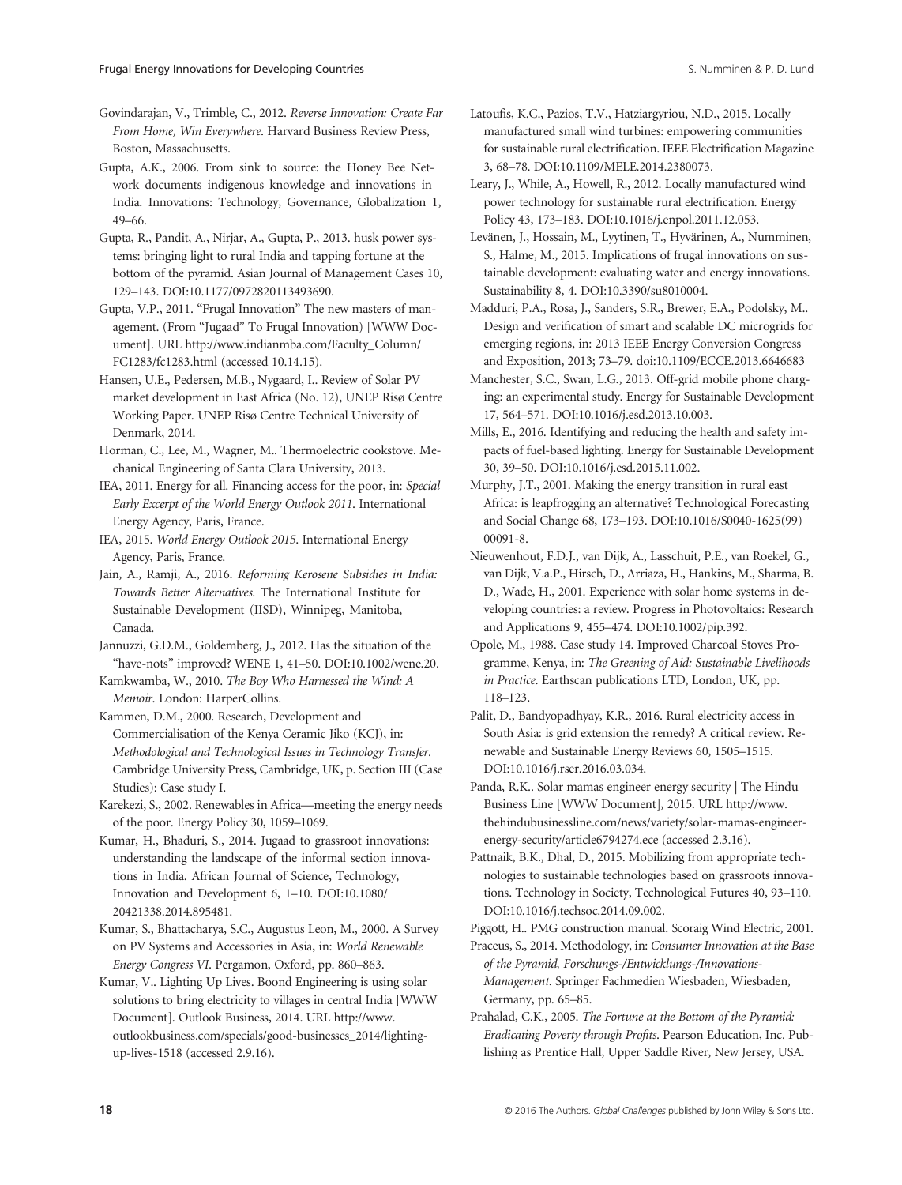Govindarajan, V., Trimble, C., 2012. *Reverse Innovation: Create Far From Home, Win Everywhere*. Harvard Business Review Press, Boston, Massachusetts.

Gupta, A.K., 2006. From sink to source: the Honey Bee Network documents indigenous knowledge and innovations in India. Innovations: Technology, Governance, Globalization 1, 49–66.

Gupta, R., Pandit, A., Nirjar, A., Gupta, P., 2013. husk power systems: bringing light to rural India and tapping fortune at the bottom of the pyramid. Asian Journal of Management Cases 10, 129–143. DOI:10.1177/0972820113493690.

Gupta, V.P., 2011. "Frugal Innovation" The new masters of management. (From "Jugaad" To Frugal Innovation) [WWW Document]. URL http://www.indianmba.com/Faculty_Column/FC1283/fc1283.html (accessed 10.14.15).

Hansen, U.E., Pedersen, M.B., Nygaard, I.. Review of Solar PV market development in East Africa (No. 12), UNEP Risø Centre Working Paper. UNEP Risø Centre Technical University of Denmark, 2014.

Horman, C., Lee, M., Wagner, M.. Thermoelectric cookstove. Mechanical Engineering of Santa Clara University, 2013.

IEA, 2011. Energy for all. Financing access for the poor, in: *Special Early Excerpt of the World Energy Outlook 2011*. International Energy Agency, Paris, France.

IEA, 2015. *World Energy Outlook 2015*. International Energy Agency, Paris, France.

Jain, A., Ramji, A., 2016. *Reforming Kerosene Subsidies in India: Towards Better Alternatives*. The International Institute for Sustainable Development (IISD), Winnipeg, Manitoba, Canada.

Jannuzzi, G.D.M., Goldemberg, J., 2012. Has the situation of the "have-nots" improved? WENE 1, 41–50. DOI:10.1002/wene.20.

Kamkwamba, W., 2010. *The Boy Who Harnessed the Wind: A Memoir*. London: HarperCollins.

Kammen, D.M., 2000. Research, Development and Commercialisation of the Kenya Ceramic Jiko (KCJ), in: *Methodological and Technological Issues in Technology Transfer*. Cambridge University Press, Cambridge, UK, p. Section III (Case Studies): Case study I.

Karekezi, S., 2002. Renewables in Africa—meeting the energy needs of the poor. Energy Policy 30, 1059–1069.

Kumar, H., Bhaduri, S., 2014. Jugaad to grassroot innovations: understanding the landscape of the informal section innovations in India. African Journal of Science, Technology, Innovation and Development 6, 1–10. DOI:10.1080/20421338.2014.895481.

Kumar, S., Bhattacharya, S.C., Augustus Leon, M., 2000. A Survey on PV Systems and Accessories in Asia, in: *World Renewable Energy Congress VI*. Pergamon, Oxford, pp. 860–863.

Kumar, V.. Lighting Up Lives. Boond Engineering is using solar solutions to bring electricity to villages in central India [WWW Document]. Outlook Business, 2014. URL http://www.outlookbusiness.com/specials/good-businesses_2014/lighting-up-lives-1518 (accessed 2.9.16).

Latoufis, K.C., Pazios, T.V., Hatziargyriou, N.D., 2015. Locally manufactured small wind turbines: empowering communities for sustainable rural electrification. IEEE Electrification Magazine 3, 68–78. DOI:10.1109/MELE.2014.2380073.

Leary, J., While, A., Howell, R., 2012. Locally manufactured wind power technology for sustainable rural electrification. Energy Policy 43, 173–183. DOI:10.1016/j.enpol.2011.12.053.

Levänen, J., Hossain, M., Lyytinen, T., Hyvärinen, A., Numminen, S., Halme, M., 2015. Implications of frugal innovations on sustainable development: evaluating water and energy innovations. Sustainability 8, 4. DOI:10.3390/su8010004.

Madduri, P.A., Rosa, J., Sanders, S.R., Brewer, E.A., Podolsky, M.. Design and verification of smart and scalable DC microgrids for emerging regions, in: 2013 IEEE Energy Conversion Congress and Exposition, 2013; 73–79. doi:10.1109/ECCE.2013.6646683

Manchester, S.C., Swan, L.G., 2013. Off-grid mobile phone charging: an experimental study. Energy for Sustainable Development 17, 564–571. DOI:10.1016/j.esd.2013.10.003.

Mills, E., 2016. Identifying and reducing the health and safety impacts of fuel-based lighting. Energy for Sustainable Development 30, 39–50. DOI:10.1016/j.esd.2015.11.002.

Murphy, J.T., 2001. Making the energy transition in rural east Africa: is leapfrogging an alternative? Technological Forecasting and Social Change 68, 173–193. DOI:10.1016/S0040-1625(99)00091-8.

Nieuwenhout, F.D.J., van Dijk, A., Lasschuit, P.E., van Roekel, G., van Dijk, V.a.P., Hirsch, D., Arriaza, H., Hankins, M., Sharma, B. D., Wade, H., 2001. Experience with solar home systems in developing countries: a review. Progress in Photovoltaics: Research and Applications 9, 455–474. DOI:10.1002/pip.392.

Opole, M., 1988. Case study 14. Improved Charcoal Stoves Programme, Kenya, in: *The Greening of Aid: Sustainable Livelihoods in Practice*. Earthscan publications LTD, London, UK, pp. 118–123.

Palit, D., Bandyopadhyay, K.R., 2016. Rural electricity access in South Asia: is grid extension the remedy? A critical review. Renewable and Sustainable Energy Reviews 60, 1505–1515. DOI:10.1016/j.rser.2016.03.034.

Panda, R.K.. Solar mamas engineer energy security | The Hindu Business Line [WWW Document], 2015. URL http://www.thehindubusinessline.com/news/variety/solar-mamas-engineer-energy-security/article6794274.ece (accessed 2.3.16).

Pattnaik, B.K., Dhal, D., 2015. Mobilizing from appropriate technologies to sustainable technologies based on grassroots innovations. Technology in Society, Technological Futures 40, 93–110. DOI:10.1016/j.techsoc.2014.09.002.

Piggott, H.. PMG construction manual. Scoraig Wind Electric, 2001.

Praceus, S., 2014. Methodology, in: *Consumer Innovation at the Base of the Pyramid, Forschungs-/Entwicklungs-/Innovations-Management*. Springer Fachmedien Wiesbaden, Wiesbaden, Germany, pp. 65–85.

Prahalad, C.K., 2005. *The Fortune at the Bottom of the Pyramid: Eradicating Poverty through Profits*. Pearson Education, Inc. Publishing as Prentice Hall, Upper Saddle River, New Jersey, USA.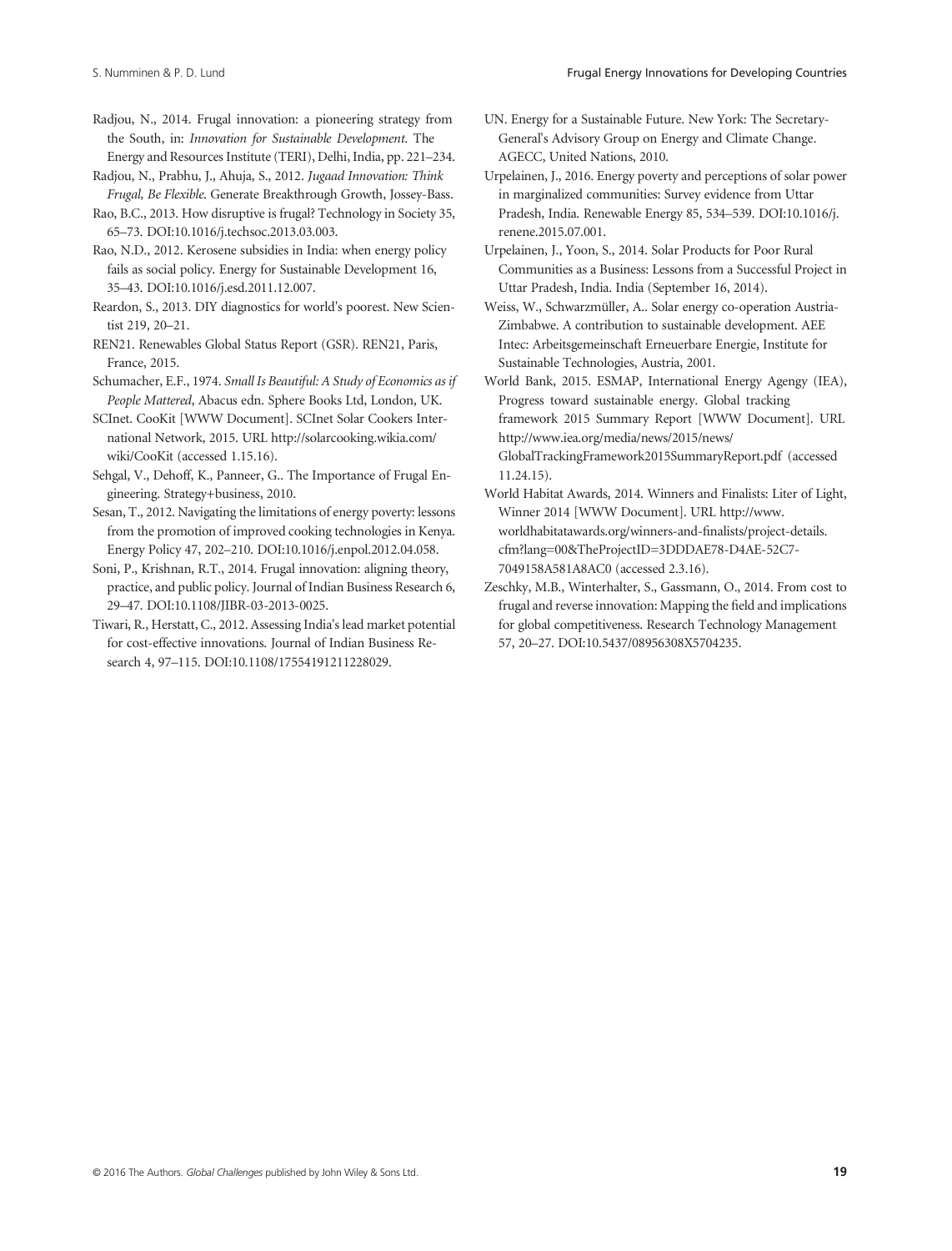Radjou, N., 2014. Frugal innovation: a pioneering strategy from the South, in: *Innovation for Sustainable Development*. The Energy and Resources Institute (TERI), Delhi, India, pp. 221–234.

Radjou, N., Prabhu, J., Ahuja, S., 2012. *Jugaad Innovation: Think Frugal, Be Flexible*. Generate Breakthrough Growth, Jossey-Bass.

Rao, B.C., 2013. How disruptive is frugal? Technology in Society 35, 65–73. DOI:10.1016/j.techsoc.2013.03.003.

Rao, N.D., 2012. Kerosene subsidies in India: when energy policy fails as social policy. Energy for Sustainable Development 16, 35–43. DOI:10.1016/j.esd.2011.12.007.

Reardon, S., 2013. DIY diagnostics for world's poorest. New Scientist 219, 20–21.

REN21. Renewables Global Status Report (GSR). REN21, Paris, France, 2015.

Schumacher, E.F., 1974. *Small Is Beautiful: A Study of Economics as if People Mattered*, Abacus edn. Sphere Books Ltd, London, UK.

SCInet. CooKit [WWW Document]. SCInet Solar Cookers International Network, 2015. URL http://solarcooking.wikia.com/wiki/CooKit (accessed 1.15.16).

Sehgal, V., Dehoff, K., Panneer, G.. The Importance of Frugal Engineering. Strategy+business, 2010.

Sesan, T., 2012. Navigating the limitations of energy poverty: lessons from the promotion of improved cooking technologies in Kenya. Energy Policy 47, 202–210. DOI:10.1016/j.enpol.2012.04.058.

Soni, P., Krishnan, R.T., 2014. Frugal innovation: aligning theory, practice, and public policy. Journal of Indian Business Research 6, 29–47. DOI:10.1108/JIBR-03-2013-0025.

Tiwari, R., Herstatt, C., 2012. Assessing India's lead market potential for cost-effective innovations. Journal of Indian Business Research 4, 97–115. DOI:10.1108/17554191211228029.

UN. Energy for a Sustainable Future. New York: The Secretary-General's Advisory Group on Energy and Climate Change. AGECC, United Nations, 2010.

Urpelainen, J., 2016. Energy poverty and perceptions of solar power in marginalized communities: Survey evidence from Uttar Pradesh, India. Renewable Energy 85, 534–539. DOI:10.1016/j.renene.2015.07.001.

Urpelainen, J., Yoon, S., 2014. Solar Products for Poor Rural Communities as a Business: Lessons from a Successful Project in Uttar Pradesh, India. India (September 16, 2014).

Weiss, W., Schwarzmüller, A.. Solar energy co-operation Austria-Zimbabwe. A contribution to sustainable development. AEE Intec: Arbeitsgemeinschaft Erneuerbare Energie, Institute for Sustainable Technologies, Austria, 2001.

World Bank, 2015. ESMAP, International Energy Agengy (IEA), Progress toward sustainable energy. Global tracking framework 2015 Summary Report [WWW Document]. URL http://www.iea.org/media/news/2015/news/GlobalTrackingFramework2015SummaryReport.pdf (accessed 11.24.15).

World Habitat Awards, 2014. Winners and Finalists: Liter of Light, Winner 2014 [WWW Document]. URL http://www.worldhabitatawards.org/winners-and-finalists/project-details.cfm?lang=00&TheProjectID=3DDDAE78-D4AE-52C7-7049158A581A8AC0 (accessed 2.3.16).

Zeschky, M.B., Winterhalter, S., Gassmann, O., 2014. From cost to frugal and reverse innovation: Mapping the field and implications for global competitiveness. Research Technology Management 57, 20–27. DOI:10.5437/08956308X5704235.